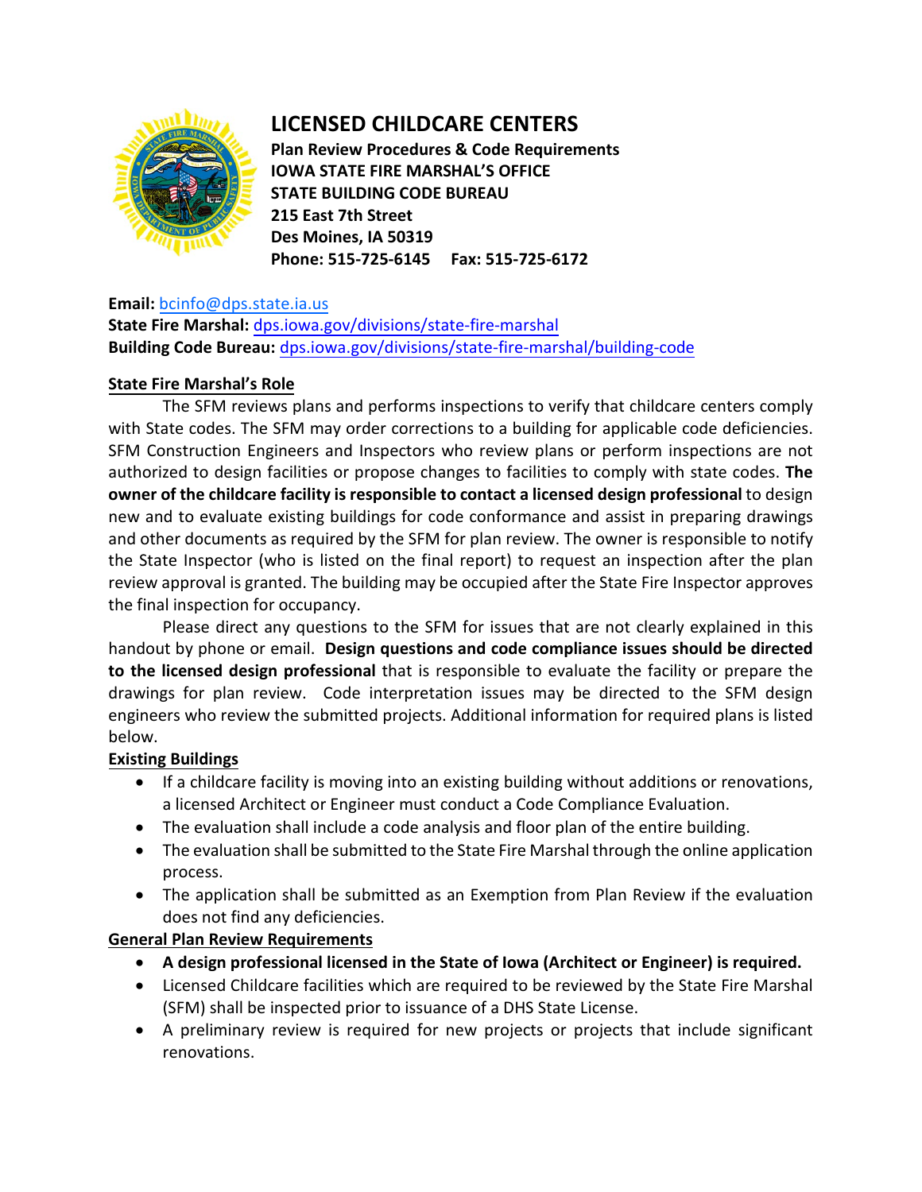# LICENSED CHILDCARE CENTERS

**Plan Review Procedures & Code Requirements**
**IOWA STATE FIRE MARSHAL'S OFFICE**
**STATE BUILDING CODE BUREAU**
**215 East 7th Street**
**Des Moines, IA 50319**
**Phone: 515-725-6145 Fax: 515-725-6172**

**Email:** bcinfo@dps.state.ia.us
**State Fire Marshal:** dps.iowa.gov/divisions/state-fire-marshal
**Building Code Bureau:** dps.iowa.gov/divisions/state-fire-marshal/building-code

## State Fire Marshal's Role

The SFM reviews plans and performs inspections to verify that childcare centers comply with State codes. The SFM may order corrections to a building for applicable code deficiencies. SFM Construction Engineers and Inspectors who review plans or perform inspections are not authorized to design facilities or propose changes to facilities to comply with state codes. **The owner of the childcare facility is responsible to contact a licensed design professional** to design new and to evaluate existing buildings for code conformance and assist in preparing drawings and other documents as required by the SFM for plan review. The owner is responsible to notify the State Inspector (who is listed on the final report) to request an inspection after the plan review approval is granted. The building may be occupied after the State Fire Inspector approves the final inspection for occupancy.

Please direct any questions to the SFM for issues that are not clearly explained in this handout by phone or email. **Design questions and code compliance issues should be directed to the licensed design professional** that is responsible to evaluate the facility or prepare the drawings for plan review. Code interpretation issues may be directed to the SFM design engineers who review the submitted projects. Additional information for required plans is listed below.

## Existing Buildings

- If a childcare facility is moving into an existing building without additions or renovations, a licensed Architect or Engineer must conduct a Code Compliance Evaluation.
- The evaluation shall include a code analysis and floor plan of the entire building.
- The evaluation shall be submitted to the State Fire Marshal through the online application process.
- The application shall be submitted as an Exemption from Plan Review if the evaluation does not find any deficiencies.

## General Plan Review Requirements

- **A design professional licensed in the State of Iowa (Architect or Engineer) is required.**
- Licensed Childcare facilities which are required to be reviewed by the State Fire Marshal (SFM) shall be inspected prior to issuance of a DHS State License.
- A preliminary review is required for new projects or projects that include significant renovations.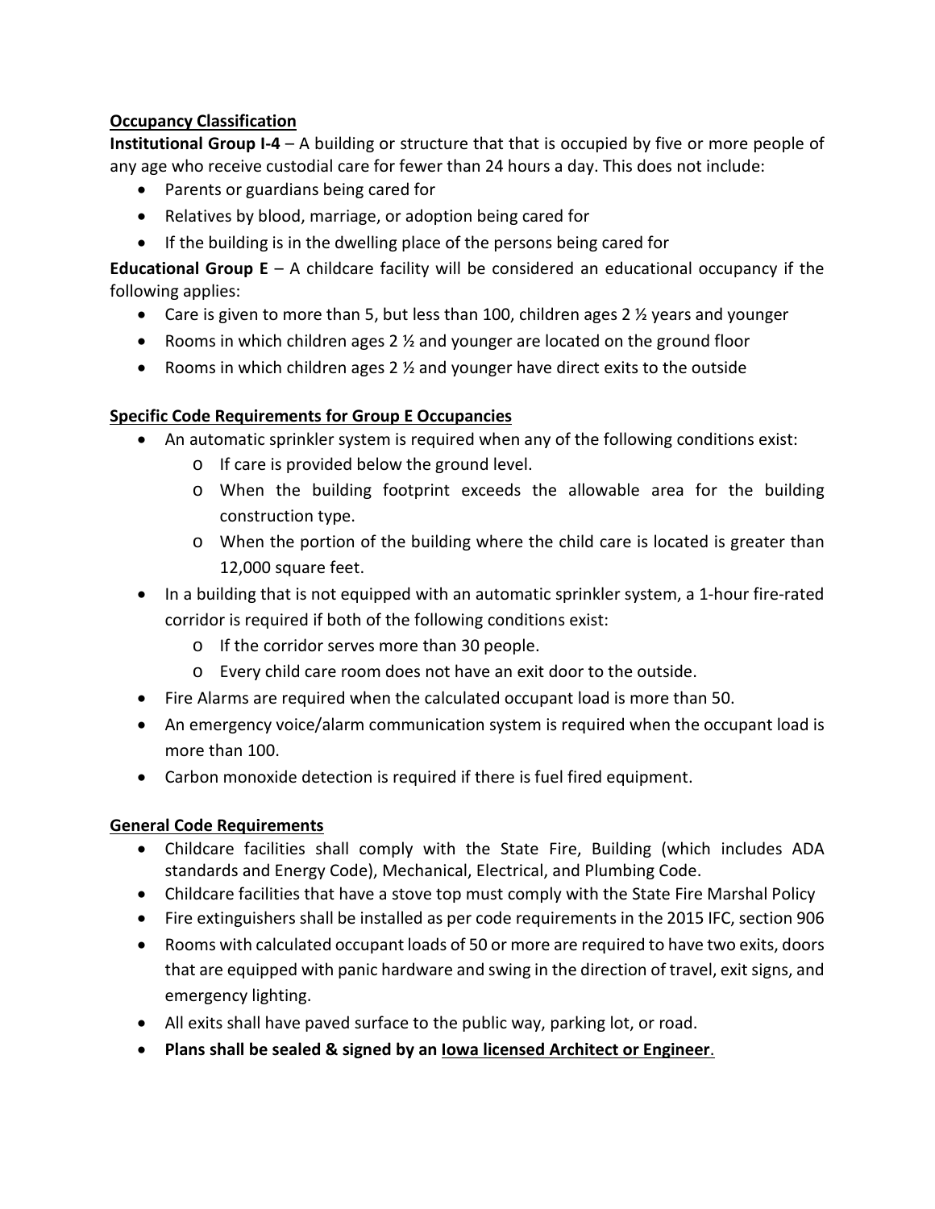**Occupancy Classification**

**Institutional Group I-4** – A building or structure that that is occupied by five or more people of any age who receive custodial care for fewer than 24 hours a day. This does not include:

- Parents or guardians being cared for
- Relatives by blood, marriage, or adoption being cared for
- If the building is in the dwelling place of the persons being cared for

**Educational Group E** – A childcare facility will be considered an educational occupancy if the following applies:

- Care is given to more than 5, but less than 100, children ages 2 ½ years and younger
- Rooms in which children ages 2 ½ and younger are located on the ground floor
- Rooms in which children ages 2 ½ and younger have direct exits to the outside

**Specific Code Requirements for Group E Occupancies**

- An automatic sprinkler system is required when any of the following conditions exist:
  - If care is provided below the ground level.
  - When the building footprint exceeds the allowable area for the building construction type.
  - When the portion of the building where the child care is located is greater than 12,000 square feet.
- In a building that is not equipped with an automatic sprinkler system, a 1-hour fire-rated corridor is required if both of the following conditions exist:
  - If the corridor serves more than 30 people.
  - Every child care room does not have an exit door to the outside.
- Fire Alarms are required when the calculated occupant load is more than 50.
- An emergency voice/alarm communication system is required when the occupant load is more than 100.
- Carbon monoxide detection is required if there is fuel fired equipment.

**General Code Requirements**

- Childcare facilities shall comply with the State Fire, Building (which includes ADA standards and Energy Code), Mechanical, Electrical, and Plumbing Code.
- Childcare facilities that have a stove top must comply with the State Fire Marshal Policy
- Fire extinguishers shall be installed as per code requirements in the 2015 IFC, section 906
- Rooms with calculated occupant loads of 50 or more are required to have two exits, doors that are equipped with panic hardware and swing in the direction of travel, exit signs, and emergency lighting.
- All exits shall have paved surface to the public way, parking lot, or road.
- **Plans shall be sealed & signed by an Iowa licensed Architect or Engineer**.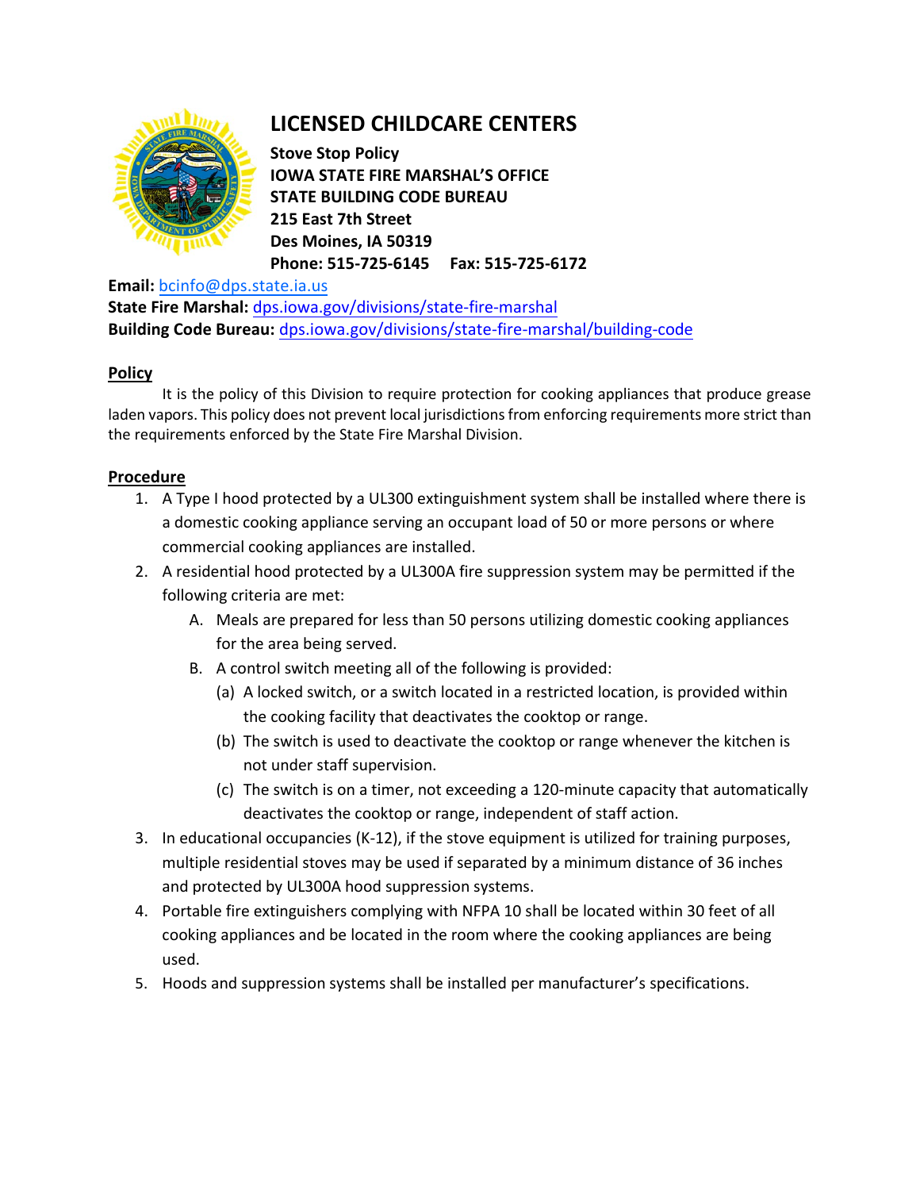# LICENSED CHILDCARE CENTERS

**Stove Stop Policy**
**IOWA STATE FIRE MARSHAL'S OFFICE**
**STATE BUILDING CODE BUREAU**
**215 East 7th Street**
**Des Moines, IA 50319**
**Phone: 515-725-6145 Fax: 515-725-6172**

**Email:** bcinfo@dps.state.ia.us
**State Fire Marshal:** dps.iowa.gov/divisions/state-fire-marshal
**Building Code Bureau:** dps.iowa.gov/divisions/state-fire-marshal/building-code

## Policy

It is the policy of this Division to require protection for cooking appliances that produce grease laden vapors. This policy does not prevent local jurisdictions from enforcing requirements more strict than the requirements enforced by the State Fire Marshal Division.

## Procedure

1. A Type I hood protected by a UL300 extinguishment system shall be installed where there is a domestic cooking appliance serving an occupant load of 50 or more persons or where commercial cooking appliances are installed.
2. A residential hood protected by a UL300A fire suppression system may be permitted if the following criteria are met:
   A. Meals are prepared for less than 50 persons utilizing domestic cooking appliances for the area being served.
   B. A control switch meeting all of the following is provided:
      (a) A locked switch, or a switch located in a restricted location, is provided within the cooking facility that deactivates the cooktop or range.
      (b) The switch is used to deactivate the cooktop or range whenever the kitchen is not under staff supervision.
      (c) The switch is on a timer, not exceeding a 120-minute capacity that automatically deactivates the cooktop or range, independent of staff action.
3. In educational occupancies (K-12), if the stove equipment is utilized for training purposes, multiple residential stoves may be used if separated by a minimum distance of 36 inches and protected by UL300A hood suppression systems.
4. Portable fire extinguishers complying with NFPA 10 shall be located within 30 feet of all cooking appliances and be located in the room where the cooking appliances are being used.
5. Hoods and suppression systems shall be installed per manufacturer's specifications.